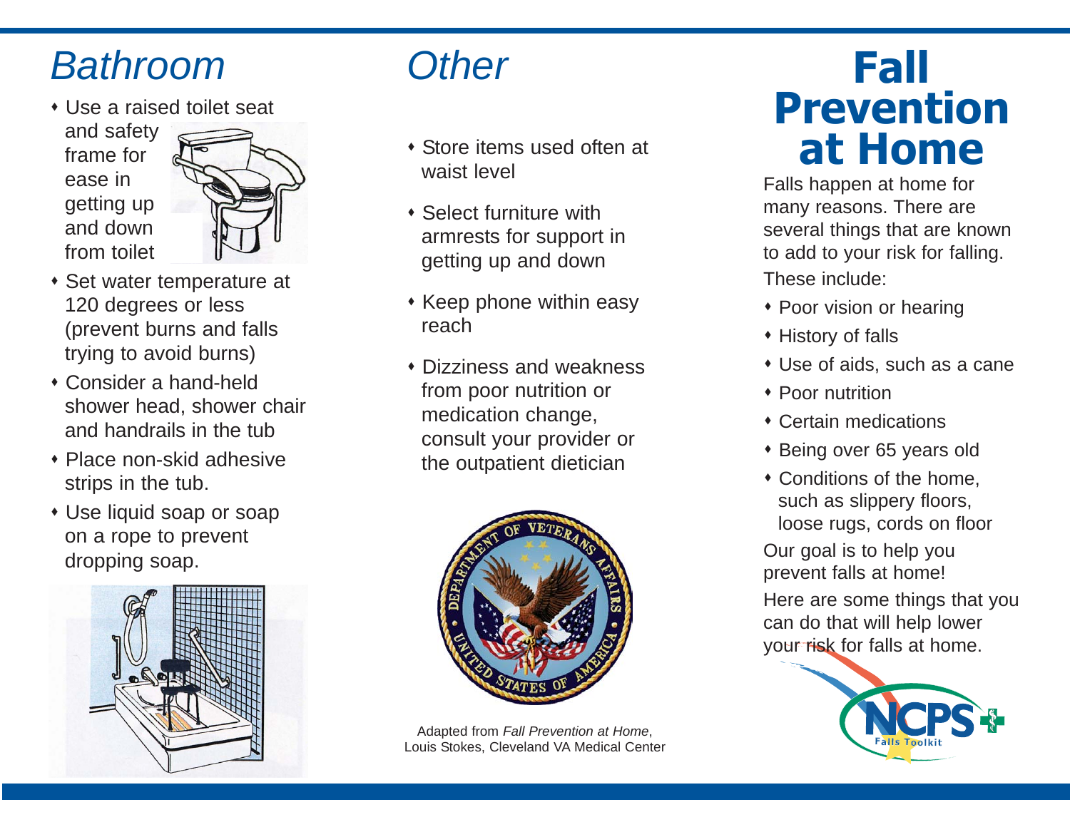# Fall Prevention at Home

Falls happen at home for many reasons. There are several things that are known to add to your risk for falling. These include:

- Poor vision or hearing
- History of falls
- Use of aids, such as a cane
- Poor nutrition
- Certain medications
- Being over 65 years old
- Conditions of the home, such as slippery floors, loose rugs, cords on floor

Our goal is to help you prevent falls at home!

Here are some things that you can do that will help lower your risk for falls at home.

NCPS Falls Toolkit

## Bathroom

- Use a raised toilet seat and safety frame for ease in getting up and down from toilet
- Set water temperature at 120 degrees or less (prevent burns and falls trying to avoid burns)
- Consider a hand-held shower head, shower chair and handrails in the tub
- Place non-skid adhesive strips in the tub.
- Use liquid soap or soap on a rope to prevent dropping soap.

## Other

- Store items used often at waist level
- Select furniture with armrests for support in getting up and down
- Keep phone within easy reach
- Dizziness and weakness from poor nutrition or medication change, consult your provider or the outpatient dietician

Adapted from *Fall Prevention at Home*, Louis Stokes, Cleveland VA Medical Center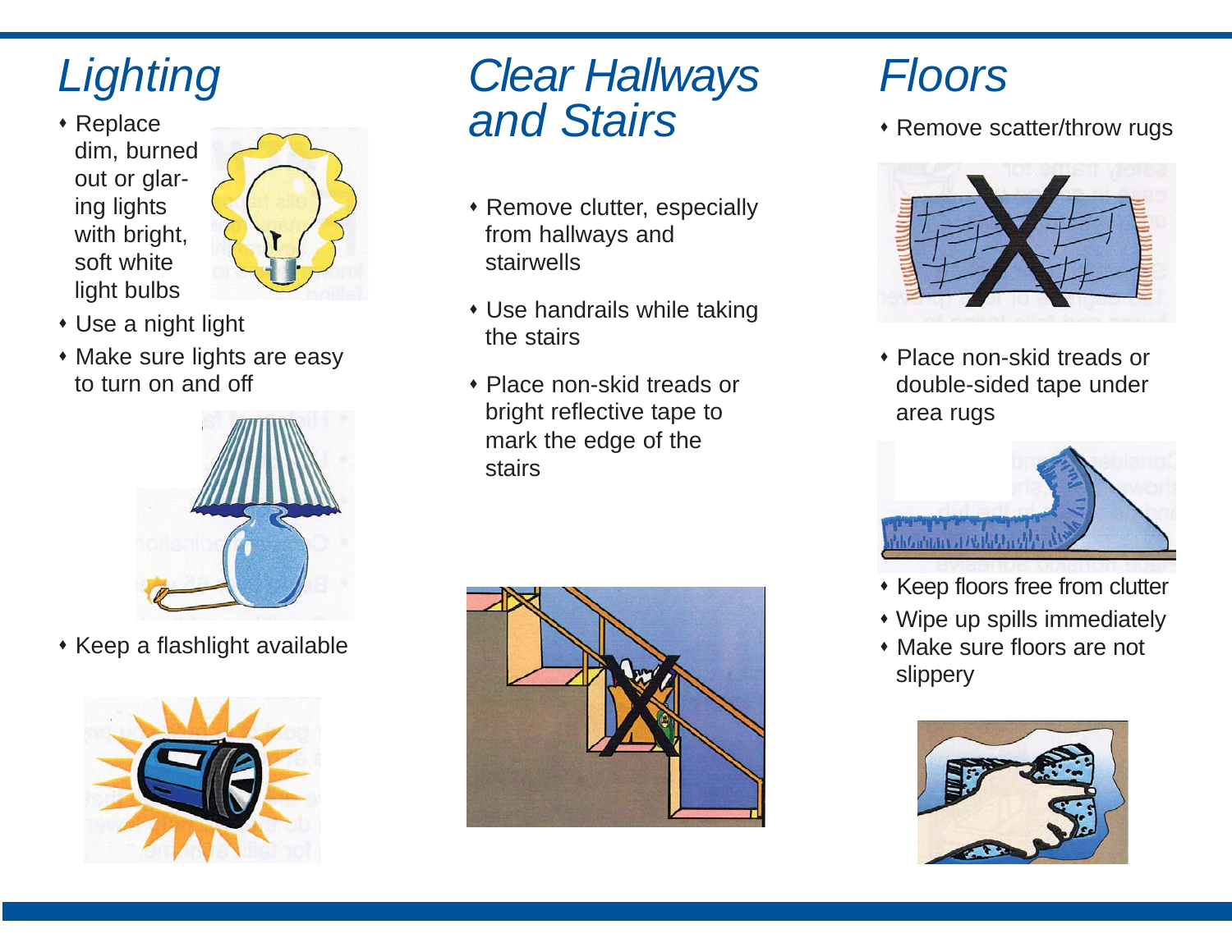## Lighting

- Replace dim, burned out or glaring lights with bright, soft white light bulbs
- Use a night light
- Make sure lights are easy to turn on and off
- Keep a flashlight available

## Clear Hallways and Stairs

- Remove clutter, especially from hallways and stairwells
- Use handrails while taking the stairs
- Place non-skid treads or bright reflective tape to mark the edge of the stairs

## Floors

- Remove scatter/throw rugs
- Place non-skid treads or double-sided tape under area rugs
- Keep floors free from clutter
- Wipe up spills immediately
- Make sure floors are not slippery